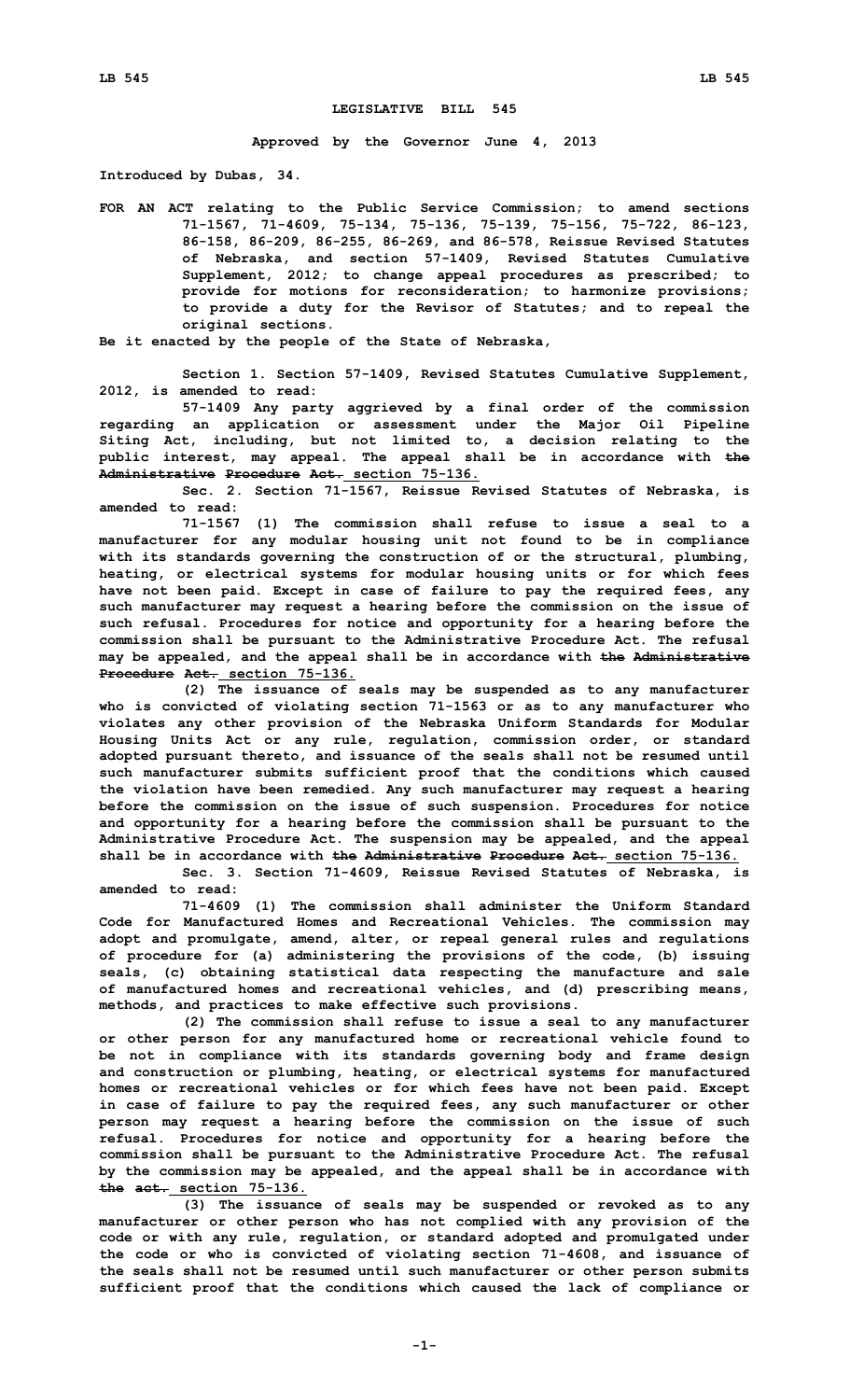**LEGISLATIVE BILL 545**

**Approved by the Governor June 4, 2013**

**Introduced by Dubas, 34.**

**FOR AN ACT relating to the Public Service Commission; to amend sections 71-1567, 71-4609, 75-134, 75-136, 75-139, 75-156, 75-722, 86-123, 86-158, 86-209, 86-255, 86-269, and 86-578, Reissue Revised Statutes of Nebraska, and section 57-1409, Revised Statutes Cumulative Supplement, 2012; to change appeal procedures as prescribed; to provide for motions for reconsideration; to harmonize provisions; to provide a duty for the Revisor of Statutes; and to repeal the original sections.**

**Be it enacted by the people of the State of Nebraska,**

**Section 1. Section 57-1409, Revised Statutes Cumulative Supplement, 2012, is amended to read:**

**57-1409 Any party aggrieved by a final order of the commission regarding an application or assessment under the Major Oil Pipeline Siting Act, including, but not limited to, a decision relating to the public interest, may appeal. The appeal shall be in accordance with ~~the Administrative Procedure Act.~~ section 75-136.**

**Sec. 2. Section 71-1567, Reissue Revised Statutes of Nebraska, is amended to read:**

**71-1567 (1) The commission shall refuse to issue a seal to a manufacturer for any modular housing unit not found to be in compliance with its standards governing the construction of or the structural, plumbing, heating, or electrical systems for modular housing units or for which fees have not been paid. Except in case of failure to pay the required fees, any such manufacturer may request a hearing before the commission on the issue of such refusal. Procedures for notice and opportunity for a hearing before the commission shall be pursuant to the Administrative Procedure Act. The refusal may be appealed, and the appeal shall be in accordance with ~~the Administrative Procedure Act.~~ section 75-136.**

**(2) The issuance of seals may be suspended as to any manufacturer who is convicted of violating section 71-1563 or as to any manufacturer who violates any other provision of the Nebraska Uniform Standards for Modular Housing Units Act or any rule, regulation, commission order, or standard adopted pursuant thereto, and issuance of the seals shall not be resumed until such manufacturer submits sufficient proof that the conditions which caused the violation have been remedied. Any such manufacturer may request a hearing before the commission on the issue of such suspension. Procedures for notice and opportunity for a hearing before the commission shall be pursuant to the Administrative Procedure Act. The suspension may be appealed, and the appeal shall be in accordance with ~~the Administrative Procedure Act.~~ section 75-136.**

**Sec. 3. Section 71-4609, Reissue Revised Statutes of Nebraska, is amended to read:**

**71-4609 (1) The commission shall administer the Uniform Standard Code for Manufactured Homes and Recreational Vehicles. The commission may adopt and promulgate, amend, alter, or repeal general rules and regulations of procedure for (a) administering the provisions of the code, (b) issuing seals, (c) obtaining statistical data respecting the manufacture and sale of manufactured homes and recreational vehicles, and (d) prescribing means, methods, and practices to make effective such provisions.**

**(2) The commission shall refuse to issue a seal to any manufacturer or other person for any manufactured home or recreational vehicle found to be not in compliance with its standards governing body and frame design and construction or plumbing, heating, or electrical systems for manufactured homes or recreational vehicles or for which fees have not been paid. Except in case of failure to pay the required fees, any such manufacturer or other person may request a hearing before the commission on the issue of such refusal. Procedures for notice and opportunity for a hearing before the commission shall be pursuant to the Administrative Procedure Act. The refusal by the commission may be appealed, and the appeal shall be in accordance with ~~the act.~~ section 75-136.**

**(3) The issuance of seals may be suspended or revoked as to any manufacturer or other person who has not complied with any provision of the code or with any rule, regulation, or standard adopted and promulgated under the code or who is convicted of violating section 71-4608, and issuance of the seals shall not be resumed until such manufacturer or other person submits sufficient proof that the conditions which caused the lack of compliance or**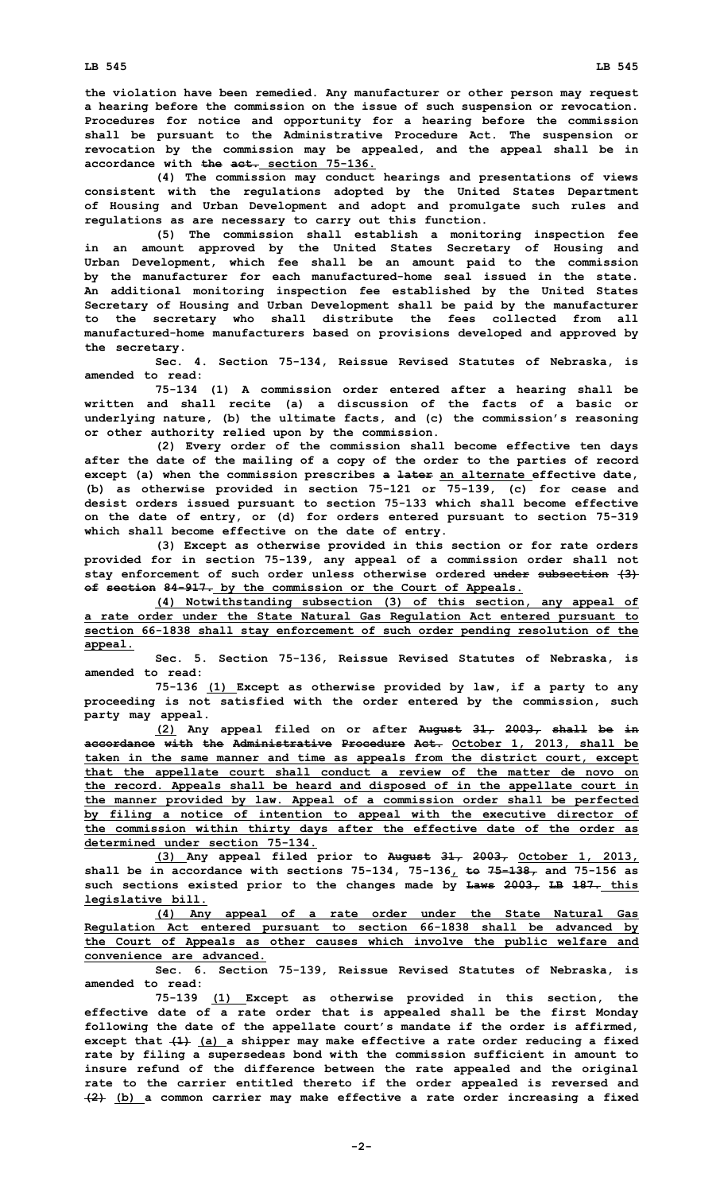the violation have been remedied. Any manufacturer or other person may request a hearing before the commission on the issue of such suspension or revocation. Procedures for notice and opportunity for a hearing before the commission shall be pursuant to the Administrative Procedure Act. The suspension or revocation by the commission may be appealed, and the appeal shall be in accordance with ~~the act.~~ section 75-136.

(4) The commission may conduct hearings and presentations of views consistent with the regulations adopted by the United States Department of Housing and Urban Development and adopt and promulgate such rules and regulations as are necessary to carry out this function.

(5) The commission shall establish a monitoring inspection fee in an amount approved by the United States Secretary of Housing and Urban Development, which fee shall be an amount paid to the commission by the manufacturer for each manufactured-home seal issued in the state. An additional monitoring inspection fee established by the United States Secretary of Housing and Urban Development shall be paid by the manufacturer to the secretary who shall distribute the fees collected from all manufactured-home manufacturers based on provisions developed and approved by the secretary.

Sec. 4. Section 75-134, Reissue Revised Statutes of Nebraska, is amended to read:

75-134 (1) A commission order entered after a hearing shall be written and shall recite (a) a discussion of the facts of a basic or underlying nature, (b) the ultimate facts, and (c) the commission's reasoning or other authority relied upon by the commission.

(2) Every order of the commission shall become effective ten days after the date of the mailing of a copy of the order to the parties of record except (a) when the commission prescribes ~~a later~~ an alternate effective date, (b) as otherwise provided in section 75-121 or 75-139, (c) for cease and desist orders issued pursuant to section 75-133 which shall become effective on the date of entry, or (d) for orders entered pursuant to section 75-319 which shall become effective on the date of entry.

(3) Except as otherwise provided in this section or for rate orders provided for in section 75-139, any appeal of a commission order shall not stay enforcement of such order unless otherwise ordered ~~under subsection (3) of section 84-917.~~ by the commission or the Court of Appeals.

(4) Notwithstanding subsection (3) of this section, any appeal of a rate order under the State Natural Gas Regulation Act entered pursuant to section 66-1838 shall stay enforcement of such order pending resolution of the appeal.

Sec. 5. Section 75-136, Reissue Revised Statutes of Nebraska, is amended to read:

75-136 (1) Except as otherwise provided by law, if a party to any proceeding is not satisfied with the order entered by the commission, such party may appeal.

(2) Any appeal filed on or after ~~August 31, 2003, shall be in accordance with the Administrative Procedure Act.~~ October 1, 2013, shall be taken in the same manner and time as appeals from the district court, except that the appellate court shall conduct a review of the matter de novo on the record. Appeals shall be heard and disposed of in the appellate court in the manner provided by law. Appeal of a commission order shall be perfected by filing a notice of intention to appeal with the executive director of the commission within thirty days after the effective date of the order as determined under section 75-134.

(3) Any appeal filed prior to ~~August 31, 2003,~~ October 1, 2013, shall be in accordance with sections 75-134, 75-136, ~~to 75-138,~~ and 75-156 as such sections existed prior to the changes made by ~~Laws 2003, LB 187.~~ this legislative bill.

(4) Any appeal of a rate order under the State Natural Gas Regulation Act entered pursuant to section 66-1838 shall be advanced by the Court of Appeals as other causes which involve the public welfare and convenience are advanced.

Sec. 6. Section 75-139, Reissue Revised Statutes of Nebraska, is amended to read:

75-139 (1) Except as otherwise provided in this section, the effective date of a rate order that is appealed shall be the first Monday following the date of the appellate court's mandate if the order is affirmed, except that ~~(1)~~ (a) a shipper may make effective a rate order reducing a fixed rate by filing a supersedeas bond with the commission sufficient in amount to insure refund of the difference between the rate appealed and the original rate to the carrier entitled thereto if the order appealed is reversed and ~~(2)~~ (b) a common carrier may make effective a rate order increasing a fixed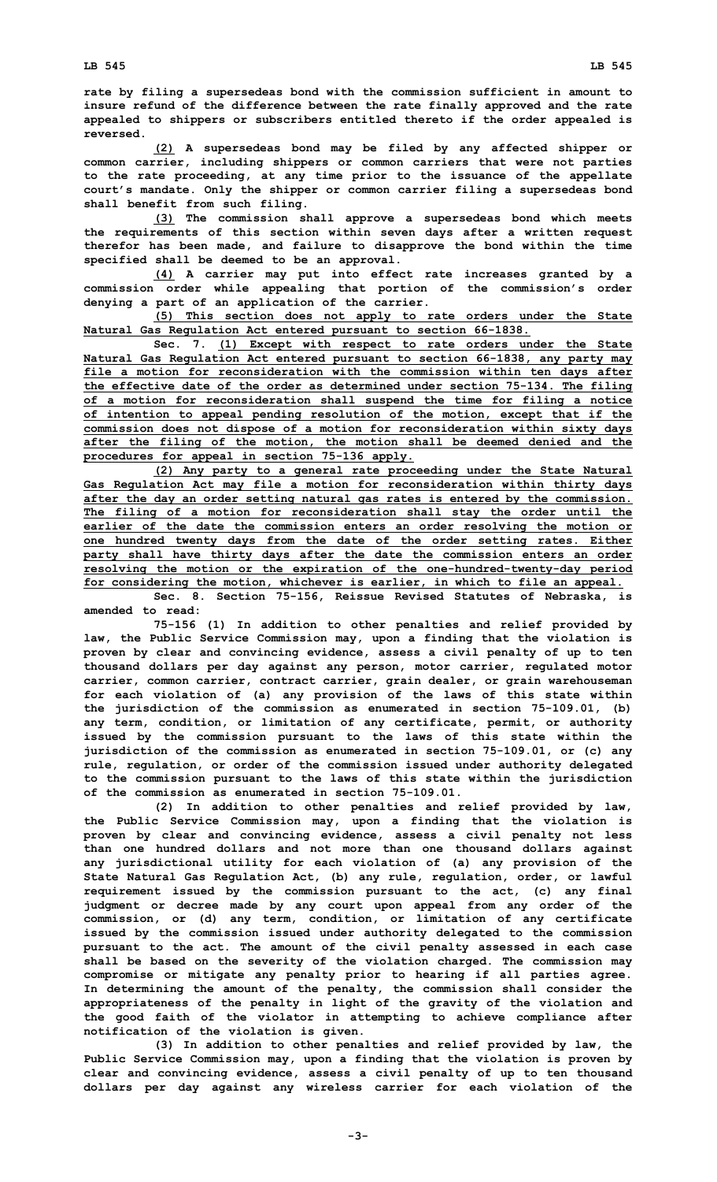rate by filing a supersedeas bond with the commission sufficient in amount to insure refund of the difference between the rate finally approved and the rate appealed to shippers or subscribers entitled thereto if the order appealed is reversed.

(2) A supersedeas bond may be filed by any affected shipper or common carrier, including shippers or common carriers that were not parties to the rate proceeding, at any time prior to the issuance of the appellate court's mandate. Only the shipper or common carrier filing a supersedeas bond shall benefit from such filing.

(3) The commission shall approve a supersedeas bond which meets the requirements of this section within seven days after a written request therefor has been made, and failure to disapprove the bond within the time specified shall be deemed to be an approval.

(4) A carrier may put into effect rate increases granted by a commission order while appealing that portion of the commission's order denying a part of an application of the carrier.

(5) This section does not apply to rate orders under the State Natural Gas Regulation Act entered pursuant to section 66-1838.

Sec. 7. (1) Except with respect to rate orders under the State Natural Gas Regulation Act entered pursuant to section 66-1838, any party may file a motion for reconsideration with the commission within ten days after the effective date of the order as determined under section 75-134. The filing of a motion for reconsideration shall suspend the time for filing a notice of intention to appeal pending resolution of the motion, except that if the commission does not dispose of a motion for reconsideration within sixty days after the filing of the motion, the motion shall be deemed denied and the procedures for appeal in section 75-136 apply.

(2) Any party to a general rate proceeding under the State Natural Gas Regulation Act may file a motion for reconsideration within thirty days after the day an order setting natural gas rates is entered by the commission. The filing of a motion for reconsideration shall stay the order until the earlier of the date the commission enters an order resolving the motion or one hundred twenty days from the date of the order setting rates. Either party shall have thirty days after the date the commission enters an order resolving the motion or the expiration of the one-hundred-twenty-day period for considering the motion, whichever is earlier, in which to file an appeal.

Sec. 8. Section 75-156, Reissue Revised Statutes of Nebraska, is amended to read:

75-156 (1) In addition to other penalties and relief provided by law, the Public Service Commission may, upon a finding that the violation is proven by clear and convincing evidence, assess a civil penalty of up to ten thousand dollars per day against any person, motor carrier, regulated motor carrier, common carrier, contract carrier, grain dealer, or grain warehouseman for each violation of (a) any provision of the laws of this state within the jurisdiction of the commission as enumerated in section 75-109.01, (b) any term, condition, or limitation of any certificate, permit, or authority issued by the commission pursuant to the laws of this state within the jurisdiction of the commission as enumerated in section 75-109.01, or (c) any rule, regulation, or order of the commission issued under authority delegated to the commission pursuant to the laws of this state within the jurisdiction of the commission as enumerated in section 75-109.01.

(2) In addition to other penalties and relief provided by law, the Public Service Commission may, upon a finding that the violation is proven by clear and convincing evidence, assess a civil penalty not less than one hundred dollars and not more than one thousand dollars against any jurisdictional utility for each violation of (a) any provision of the State Natural Gas Regulation Act, (b) any rule, regulation, order, or lawful requirement issued by the commission pursuant to the act, (c) any final judgment or decree made by any court upon appeal from any order of the commission, or (d) any term, condition, or limitation of any certificate issued by the commission issued under authority delegated to the commission pursuant to the act. The amount of the civil penalty assessed in each case shall be based on the severity of the violation charged. The commission may compromise or mitigate any penalty prior to hearing if all parties agree. In determining the amount of the penalty, the commission shall consider the appropriateness of the penalty in light of the gravity of the violation and the good faith of the violator in attempting to achieve compliance after notification of the violation is given.

(3) In addition to other penalties and relief provided by law, the Public Service Commission may, upon a finding that the violation is proven by clear and convincing evidence, assess a civil penalty of up to ten thousand dollars per day against any wireless carrier for each violation of the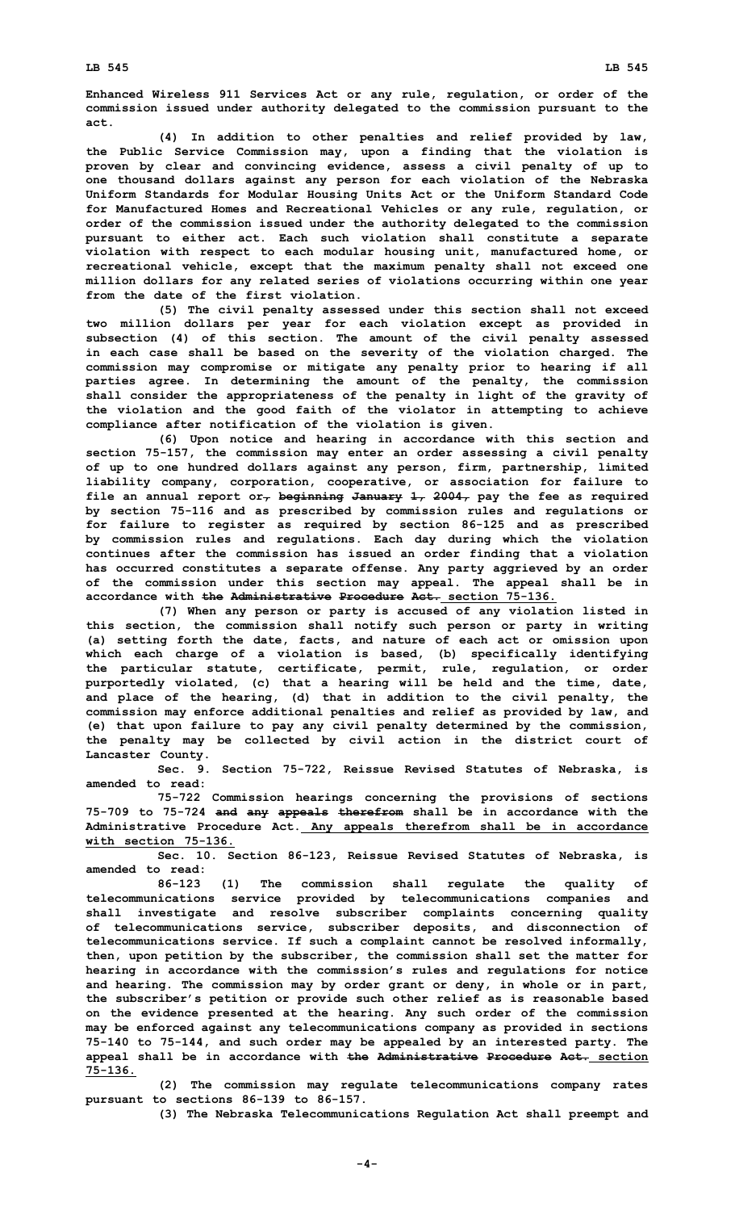Enhanced Wireless 911 Services Act or any rule, regulation, or order of the commission issued under authority delegated to the commission pursuant to the act.

(4) In addition to other penalties and relief provided by law, the Public Service Commission may, upon a finding that the violation is proven by clear and convincing evidence, assess a civil penalty of up to one thousand dollars against any person for each violation of the Nebraska Uniform Standards for Modular Housing Units Act or the Uniform Standard Code for Manufactured Homes and Recreational Vehicles or any rule, regulation, or order of the commission issued under the authority delegated to the commission pursuant to either act. Each such violation shall constitute a separate violation with respect to each modular housing unit, manufactured home, or recreational vehicle, except that the maximum penalty shall not exceed one million dollars for any related series of violations occurring within one year from the date of the first violation.

(5) The civil penalty assessed under this section shall not exceed two million dollars per year for each violation except as provided in subsection (4) of this section. The amount of the civil penalty assessed in each case shall be based on the severity of the violation charged. The commission may compromise or mitigate any penalty prior to hearing if all parties agree. In determining the amount of the penalty, the commission shall consider the appropriateness of the penalty in light of the gravity of the violation and the good faith of the violator in attempting to achieve compliance after notification of the violation is given.

(6) Upon notice and hearing in accordance with this section and section 75-157, the commission may enter an order assessing a civil penalty of up to one hundred dollars against any person, firm, partnership, limited liability company, corporation, cooperative, or association for failure to file an annual report or~~, beginning January 1, 2004,~~ pay the fee as required by section 75-116 and as prescribed by commission rules and regulations or for failure to register as required by section 86-125 and as prescribed by commission rules and regulations. Each day during which the violation continues after the commission has issued an order finding that a violation has occurred constitutes a separate offense. Any party aggrieved by an order of the commission under this section may appeal. The appeal shall be in accordance with ~~the Administrative Procedure Act.~~ section 75-136.

(7) When any person or party is accused of any violation listed in this section, the commission shall notify such person or party in writing (a) setting forth the date, facts, and nature of each act or omission upon which each charge of a violation is based, (b) specifically identifying the particular statute, certificate, permit, rule, regulation, or order purportedly violated, (c) that a hearing will be held and the time, date, and place of the hearing, (d) that in addition to the civil penalty, the commission may enforce additional penalties and relief as provided by law, and (e) that upon failure to pay any civil penalty determined by the commission, the penalty may be collected by civil action in the district court of Lancaster County.

Sec. 9. Section 75-722, Reissue Revised Statutes of Nebraska, is amended to read:

75-722 Commission hearings concerning the provisions of sections 75-709 to 75-724 ~~and any appeals therefrom~~ shall be in accordance with the Administrative Procedure Act. Any appeals therefrom shall be in accordance with section 75-136.

Sec. 10. Section 86-123, Reissue Revised Statutes of Nebraska, is amended to read:

86-123 (1) The commission shall regulate the quality of telecommunications service provided by telecommunications companies and shall investigate and resolve subscriber complaints concerning quality of telecommunications service, subscriber deposits, and disconnection of telecommunications service. If such a complaint cannot be resolved informally, then, upon petition by the subscriber, the commission shall set the matter for hearing in accordance with the commission's rules and regulations for notice and hearing. The commission may by order grant or deny, in whole or in part, the subscriber's petition or provide such other relief as is reasonable based on the evidence presented at the hearing. Any such order of the commission may be enforced against any telecommunications company as provided in sections 75-140 to 75-144, and such order may be appealed by an interested party. The appeal shall be in accordance with ~~the Administrative Procedure Act.~~ section 75-136.

(2) The commission may regulate telecommunications company rates pursuant to sections 86-139 to 86-157.

(3) The Nebraska Telecommunications Regulation Act shall preempt and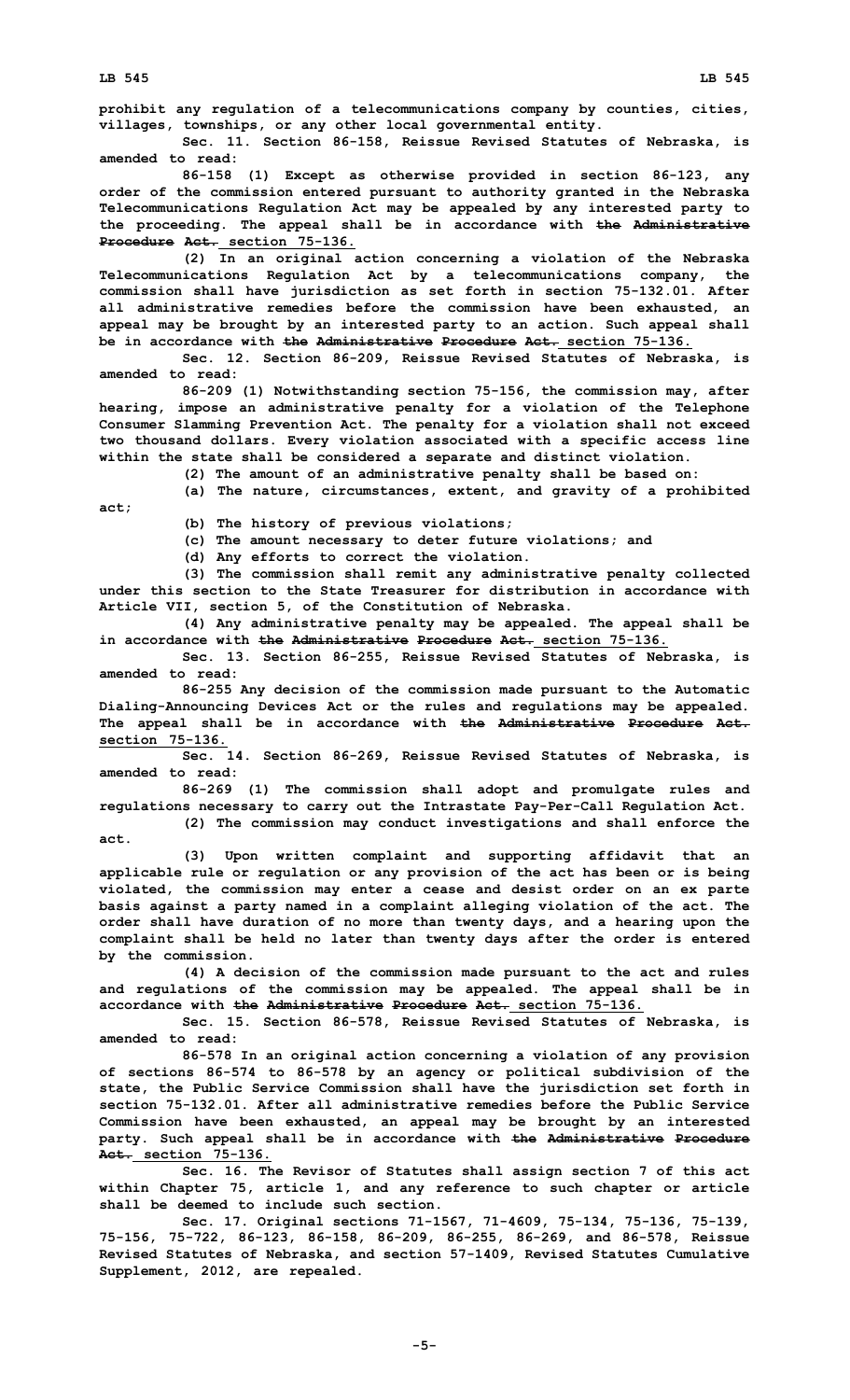prohibit any regulation of a telecommunications company by counties, cities, villages, townships, or any other local governmental entity.

Sec. 11. Section 86-158, Reissue Revised Statutes of Nebraska, is amended to read:

86-158 (1) Except as otherwise provided in section 86-123, any order of the commission entered pursuant to authority granted in the Nebraska Telecommunications Regulation Act may be appealed by any interested party to the proceeding. The appeal shall be in accordance with ~~the Administrative Procedure Act.~~ section 75-136.

(2) In an original action concerning a violation of the Nebraska Telecommunications Regulation Act by a telecommunications company, the commission shall have jurisdiction as set forth in section 75-132.01. After all administrative remedies before the commission have been exhausted, an appeal may be brought by an interested party to an action. Such appeal shall be in accordance with ~~the Administrative Procedure Act.~~ section 75-136.

Sec. 12. Section 86-209, Reissue Revised Statutes of Nebraska, is amended to read:

86-209 (1) Notwithstanding section 75-156, the commission may, after hearing, impose an administrative penalty for a violation of the Telephone Consumer Slamming Prevention Act. The penalty for a violation shall not exceed two thousand dollars. Every violation associated with a specific access line within the state shall be considered a separate and distinct violation.

(2) The amount of an administrative penalty shall be based on:

(a) The nature, circumstances, extent, and gravity of a prohibited act;

(b) The history of previous violations;

(c) The amount necessary to deter future violations; and

(d) Any efforts to correct the violation.

(3) The commission shall remit any administrative penalty collected under this section to the State Treasurer for distribution in accordance with Article VII, section 5, of the Constitution of Nebraska.

(4) Any administrative penalty may be appealed. The appeal shall be in accordance with ~~the Administrative Procedure Act.~~ section 75-136.

Sec. 13. Section 86-255, Reissue Revised Statutes of Nebraska, is amended to read:

86-255 Any decision of the commission made pursuant to the Automatic Dialing-Announcing Devices Act or the rules and regulations may be appealed. The appeal shall be in accordance with ~~the Administrative Procedure Act.~~ section 75-136.

Sec. 14. Section 86-269, Reissue Revised Statutes of Nebraska, is amended to read:

86-269 (1) The commission shall adopt and promulgate rules and regulations necessary to carry out the Intrastate Pay-Per-Call Regulation Act.

(2) The commission may conduct investigations and shall enforce the act.

(3) Upon written complaint and supporting affidavit that an applicable rule or regulation or any provision of the act has been or is being violated, the commission may enter a cease and desist order on an ex parte basis against a party named in a complaint alleging violation of the act. The order shall have duration of no more than twenty days, and a hearing upon the complaint shall be held no later than twenty days after the order is entered by the commission.

(4) A decision of the commission made pursuant to the act and rules and regulations of the commission may be appealed. The appeal shall be in accordance with ~~the Administrative Procedure Act.~~ section 75-136.

Sec. 15. Section 86-578, Reissue Revised Statutes of Nebraska, is amended to read:

86-578 In an original action concerning a violation of any provision of sections 86-574 to 86-578 by an agency or political subdivision of the state, the Public Service Commission shall have the jurisdiction set forth in section 75-132.01. After all administrative remedies before the Public Service Commission have been exhausted, an appeal may be brought by an interested party. Such appeal shall be in accordance with ~~the Administrative Procedure Act.~~ section 75-136.

Sec. 16. The Revisor of Statutes shall assign section 7 of this act within Chapter 75, article 1, and any reference to such chapter or article shall be deemed to include such section.

Sec. 17. Original sections 71-1567, 71-4609, 75-134, 75-136, 75-139, 75-156, 75-722, 86-123, 86-158, 86-209, 86-255, 86-269, and 86-578, Reissue Revised Statutes of Nebraska, and section 57-1409, Revised Statutes Cumulative Supplement, 2012, are repealed.